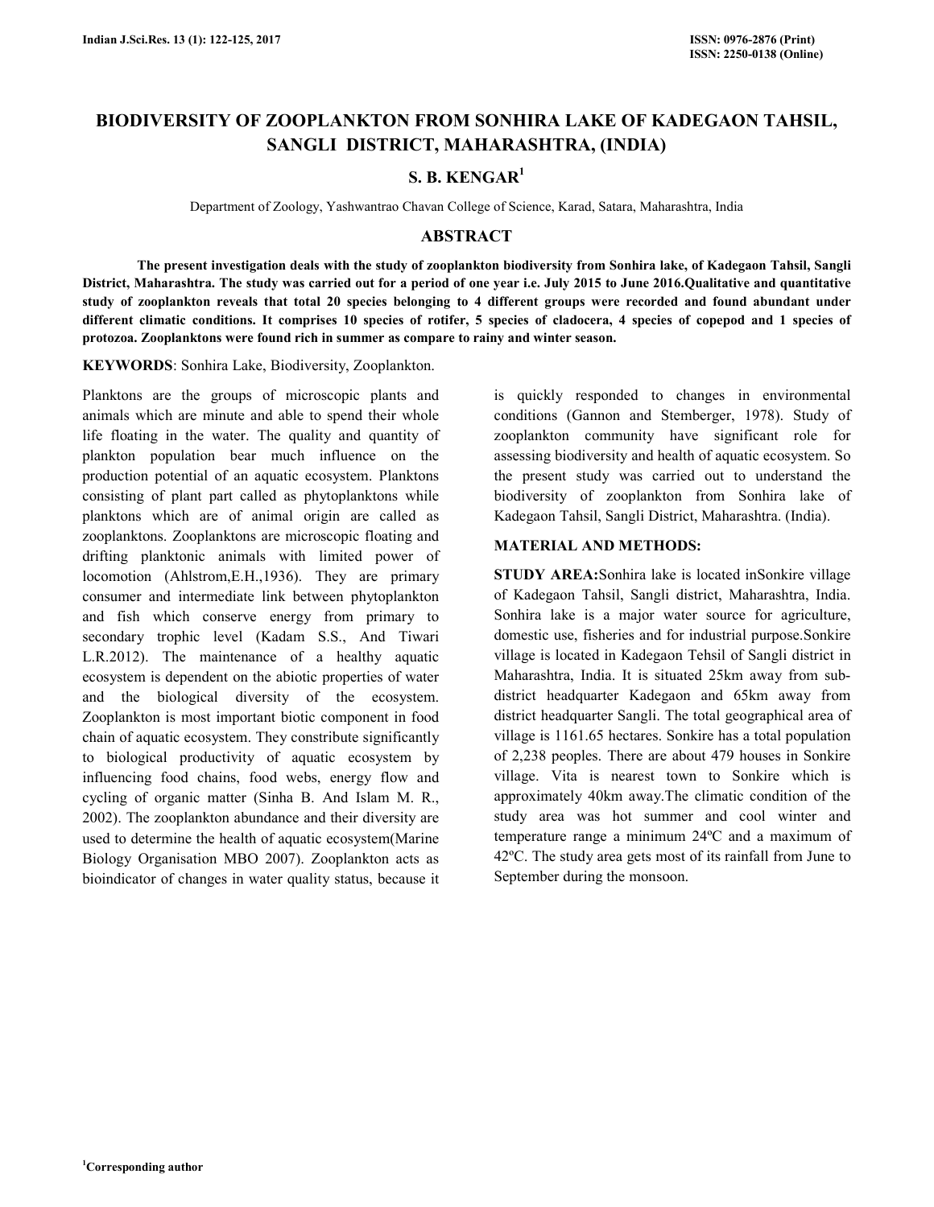# BIODIVERSITY OF ZOOPLANKTON FROM SONHIRA LAKE OF KADEGAON TAHSIL, SANGLI DISTRICT, MAHARASHTRA, (INDIA)

## S. B. KENGAR[1]

Department of Zoology, Yashwantrao Chavan College of Science, Karad, Satara, Maharashtra, India

## ABSTRACT

**The present investigation deals with the study of zooplankton biodiversity from Sonhira lake, of Kadegaon Tahsil, Sangli District, Maharashtra. The study was carried out for a period of one year i.e. July 2015 to June 2016.Qualitative and quantitative study of zooplankton reveals that total 20 species belonging to 4 different groups were recorded and found abundant under different climatic conditions. It comprises 10 species of rotifer, 5 species of cladocera, 4 species of copepod and 1 species of protozoa. Zooplanktons were found rich in summer as compare to rainy and winter season.**

**KEYWORDS**: Sonhira Lake, Biodiversity, Zooplankton.

Planktons are the groups of microscopic plants and animals which are minute and able to spend their whole life floating in the water. The quality and quantity of plankton population bear much influence on the production potential of an aquatic ecosystem. Planktons consisting of plant part called as phytoplanktons while planktons which are of animal origin are called as zooplanktons. Zooplanktons are microscopic floating and drifting planktonic animals with limited power of locomotion (Ahlstrom,E.H.,1936). They are primary consumer and intermediate link between phytoplankton and fish which conserve energy from primary to secondary trophic level (Kadam S.S., And Tiwari L.R.2012). The maintenance of a healthy aquatic ecosystem is dependent on the abiotic properties of water and the biological diversity of the ecosystem. Zooplankton is most important biotic component in food chain of aquatic ecosystem. They contribute significantly to biological productivity of aquatic ecosystem by influencing food chains, food webs, energy flow and cycling of organic matter (Sinha B. And Islam M. R., 2002). The zooplankton abundance and their diversity are used to determine the health of aquatic ecosystem(Marine Biology Organisation MBO 2007). Zooplankton acts as bioindicator of changes in water quality status, because it is quickly responded to changes in environmental conditions (Gannon and Stemberger, 1978). Study of zooplankton community have significant role for assessing biodiversity and health of aquatic ecosystem. So the present study was carried out to understand the biodiversity of zooplankton from Sonhira lake of Kadegaon Tahsil, Sangli District, Maharashtra. (India).

## MATERIAL AND METHODS:

**STUDY AREA:**Sonhira lake is located inSonkire village of Kadegaon Tahsil, Sangli district, Maharashtra, India. Sonhira lake is a major water source for agriculture, domestic use, fisheries and for industrial purpose.Sonkire village is located in Kadegaon Tehsil of Sangli district in Maharashtra, India. It is situated 25km away from sub-district headquarter Kadegaon and 65km away from district headquarter Sangli. The total geographical area of village is 1161.65 hectares. Sonkire has a total population of 2,238 peoples. There are about 479 houses in Sonkire village. Vita is nearest town to Sonkire which is approximately 40km away.The climatic condition of the study area was hot summer and cool winter and temperature range a minimum 24ºC and a maximum of 42ºC. The study area gets most of its rainfall from June to September during the monsoon.

[1]Corresponding author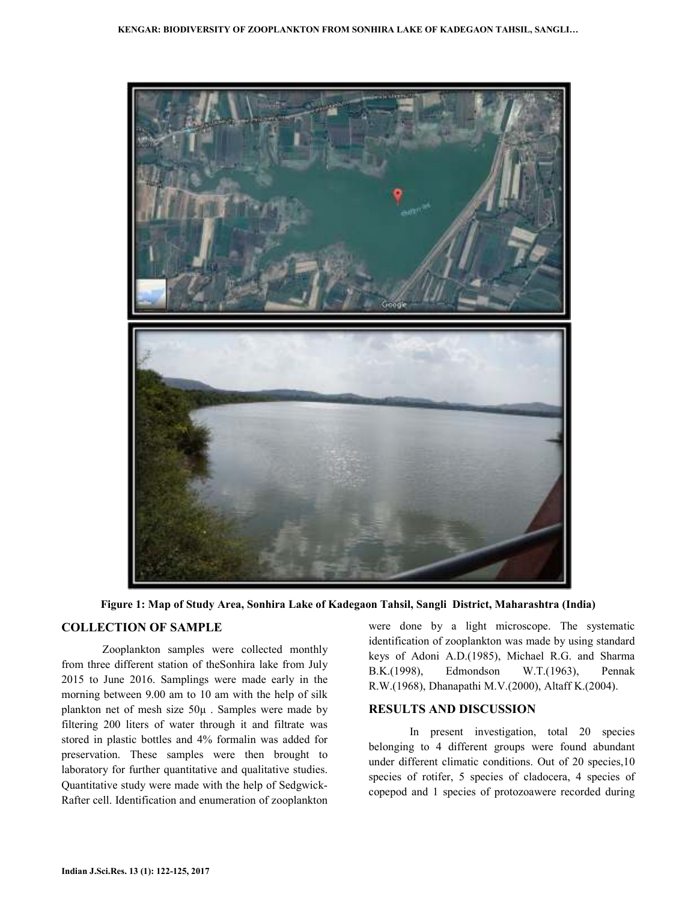Figure 1: Map of Study Area, Sonhira Lake of Kadegaon Tahsil, Sangli District, Maharashtra (India)

## COLLECTION OF SAMPLE

Zooplankton samples were collected monthly from three different station of theSonhira lake from July 2015 to June 2016. Samplings were made early in the morning between 9.00 am to 10 am with the help of silk plankton net of mesh size 50µ . Samples were made by filtering 200 liters of water through it and filtrate was stored in plastic bottles and 4% formalin was added for preservation. These samples were then brought to laboratory for further quantitative and qualitative studies. Quantitative study were made with the help of Sedgwick-Rafter cell. Identification and enumeration of zooplankton were done by a light microscope. The systematic identification of zooplankton was made by using standard keys of Adoni A.D.(1985), Michael R.G. and Sharma B.K.(1998), Edmondson W.T.(1963), Pennak R.W.(1968), Dhanapathi M.V.(2000), Altaff K.(2004).

## RESULTS AND DISCUSSION

In present investigation, total 20 species belonging to 4 different groups were found abundant under different climatic conditions. Out of 20 species,10 species of rotifer, 5 species of cladocera, 4 species of copepod and 1 species of protozoawere recorded during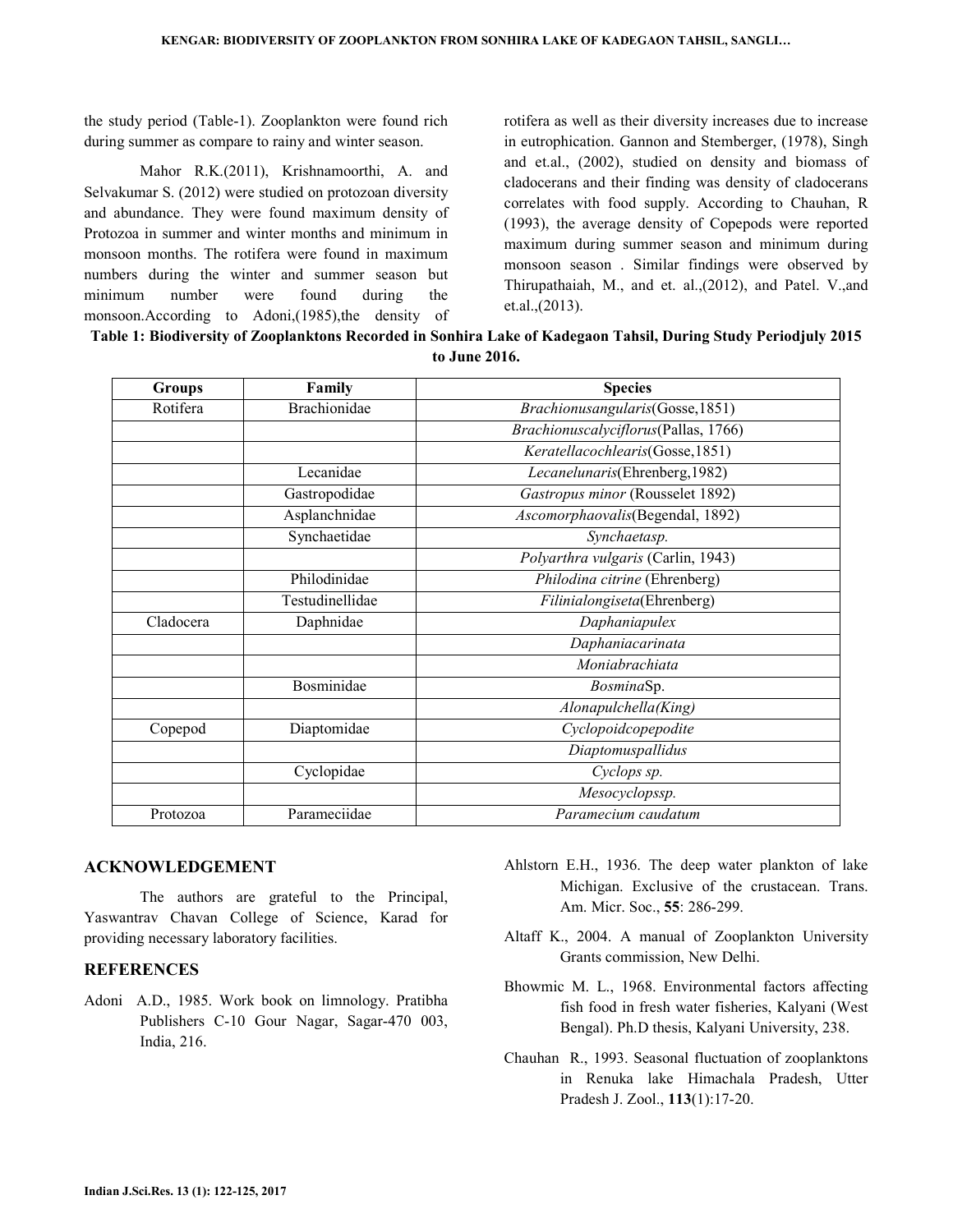the study period (Table-1). Zooplankton were found rich during summer as compare to rainy and winter season.

Mahor R.K.(2011), Krishnamoorthi, A. and Selvakumar S. (2012) were studied on protozoan diversity and abundance. They were found maximum density of Protozoa in summer and winter months and minimum in monsoon months. The rotifera were found in maximum numbers during the winter and summer season but minimum number were found during the monsoon.According to Adoni,(1985),the density of rotifera as well as their diversity increases due to increase in eutrophication. Gannon and Stemberger, (1978), Singh and et.al., (2002), studied on density and biomass of cladocerans and their finding was density of cladocerans correlates with food supply. According to Chauhan, R (1993), the average density of Copepods were reported maximum during summer season and minimum during monsoon season . Similar findings were observed by Thirupathaiah, M., and et. al.,(2012), and Patel. V.,and et.al.,(2013).

**Table 1: Biodiversity of Zooplanktons Recorded in Sonhira Lake of Kadegaon Tahsil, During Study Periodjuly 2015 to June 2016.**

| Groups | Family | Species |
|---|---|---|
| Rotifera | Brachionidae | *Brachionusangularis*(Gosse,1851) |
| | | *Brachionuscalyciflorus*(Pallas, 1766) |
| | | *Keratellacochlearis*(Gosse,1851) |
| | Lecanidae | *Lecanelunaris*(Ehrenberg,1982) |
| | Gastropodidae | *Gastropus minor* (Rousselet 1892) |
| | Asplanchnidae | *Ascomorphaovalis*(Begendal, 1892) |
| | Synchaetidae | *Synchaetasp.* |
| | | *Polyarthra vulgaris* (Carlin, 1943) |
| | Philodinidae | *Philodina citrine* (Ehrenberg) |
| | Testudinellidae | *Filinialongiseta*(Ehrenberg) |
| Cladocera | Daphnidae | *Daphaniapulex* |
| | | *Daphaniacarinata* |
| | | *Moniabrachiata* |
| | Bosminidae | *Bosmina*Sp. |
| | | *Alonapulchella(King)* |
| Copepod | Diaptomidae | *Cyclopoidcopepodite* |
| | | *Diaptomuspallidus* |
| | Cyclopidae | *Cyclops sp.* |
| | | *Mesocyclopssp.* |
| Protozoa | Parameciidae | *Paramecium caudatum* |

## ACKNOWLEDGEMENT

The authors are grateful to the Principal, Yaswantrav Chavan College of Science, Karad for providing necessary laboratory facilities.

## REFERENCES

Adoni A.D., 1985. Work book on limnology. Pratibha Publishers C-10 Gour Nagar, Sagar-470 003, India, 216.

Ahlstorn E.H., 1936. The deep water plankton of lake Michigan. Exclusive of the crustacean. Trans. Am. Micr. Soc., **55**: 286-299.

Altaff K., 2004. A manual of Zooplankton University Grants commission, New Delhi.

Bhowmic M. L., 1968. Environmental factors affecting fish food in fresh water fisheries, Kalyani (West Bengal). Ph.D thesis, Kalyani University, 238.

Chauhan R., 1993. Seasonal fluctuation of zooplanktons in Renuka lake Himachala Pradesh, Utter Pradesh J. Zool., **113**(1):17-20.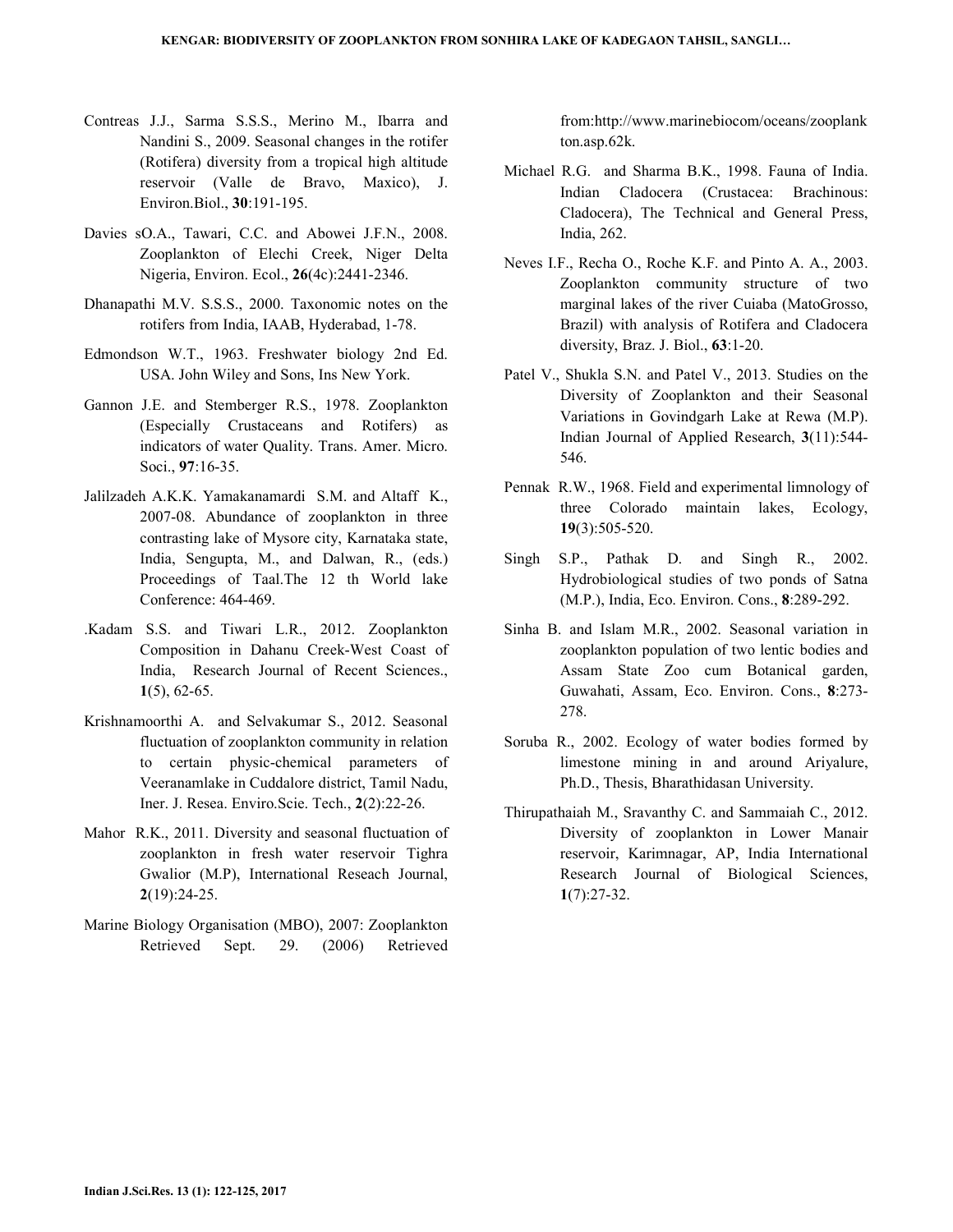Contreas J.J., Sarma S.S.S., Merino M., Ibarra and Nandini S., 2009. Seasonal changes in the rotifer (Rotifera) diversity from a tropical high altitude reservoir (Valle de Bravo, Maxico), J. Environ.Biol., **30**:191-195.

Davies sO.A., Tawari, C.C. and Abowei J.F.N., 2008. Zooplankton of Elechi Creek, Niger Delta Nigeria, Environ. Ecol., **26**(4c):2441-2346.

Dhanapathi M.V. S.S.S., 2000. Taxonomic notes on the rotifers from India, IAAB, Hyderabad, 1-78.

Edmondson W.T., 1963. Freshwater biology 2nd Ed. USA. John Wiley and Sons, Ins New York.

Gannon J.E. and Stemberger R.S., 1978. Zooplankton (Especially Crustaceans and Rotifers) as indicators of water Quality. Trans. Amer. Micro. Soci., **97**:16-35.

Jalilzadeh A.K.K. Yamakanamardi S.M. and Altaff K., 2007-08. Abundance of zooplankton in three contrasting lake of Mysore city, Karnataka state, India, Sengupta, M., and Dalwan, R., (eds.) Proceedings of Taal.The 12 th World lake Conference: 464-469.

.Kadam S.S. and Tiwari L.R., 2012. Zooplankton Composition in Dahanu Creek-West Coast of India, Research Journal of Recent Sciences., **1**(5), 62-65.

Krishnamoorthi A. and Selvakumar S., 2012. Seasonal fluctuation of zooplankton community in relation to certain physic-chemical parameters of Veeranamlake in Cuddalore district, Tamil Nadu, Iner. J. Resea. Enviro.Scie. Tech., **2**(2):22-26.

Mahor R.K., 2011. Diversity and seasonal fluctuation of zooplankton in fresh water reservoir Tighra Gwalior (M.P), International Reseach Journal, **2**(19):24-25.

Marine Biology Organisation (MBO), 2007: Zooplankton Retrieved Sept. 29. (2006) Retrieved from:http://www.marinebiocom/oceans/zooplankton.asp.62k.

Michael R.G. and Sharma B.K., 1998. Fauna of India. Indian Cladocera (Crustacea: Brachinous: Cladocera), The Technical and General Press, India, 262.

Neves I.F., Recha O., Roche K.F. and Pinto A. A., 2003. Zooplankton community structure of two marginal lakes of the river Cuiaba (MatoGrosso, Brazil) with analysis of Rotifera and Cladocera diversity, Braz. J. Biol., **63**:1-20.

Patel V., Shukla S.N. and Patel V., 2013. Studies on the Diversity of Zooplankton and their Seasonal Variations in Govindgarh Lake at Rewa (M.P). Indian Journal of Applied Research, **3**(11):544-546.

Pennak R.W., 1968. Field and experimental limnology of three Colorado maintain lakes, Ecology, **19**(3):505-520.

Singh S.P., Pathak D. and Singh R., 2002. Hydrobiological studies of two ponds of Satna (M.P.), India, Eco. Environ. Cons., **8**:289-292.

Sinha B. and Islam M.R., 2002. Seasonal variation in zooplankton population of two lentic bodies and Assam State Zoo cum Botanical garden, Guwahati, Assam, Eco. Environ. Cons., **8**:273-278.

Soruba R., 2002. Ecology of water bodies formed by limestone mining in and around Ariyalure, Ph.D., Thesis, Bharathidasan University.

Thirupathaiah M., Sravanthy C. and Sammaiah C., 2012. Diversity of zooplankton in Lower Manair reservoir, Karimnagar, AP, India International Research Journal of Biological Sciences, **1**(7):27-32.